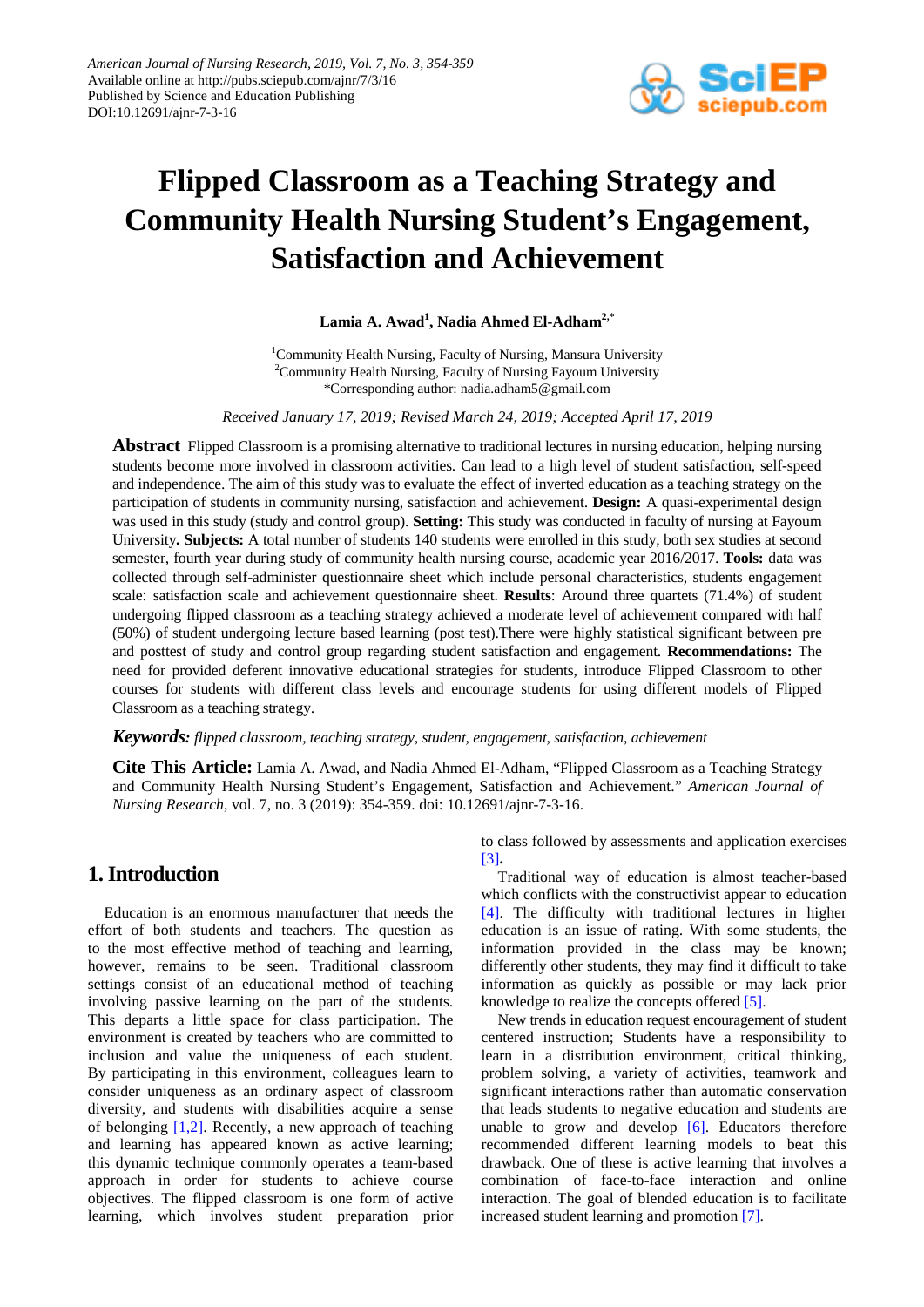# Flipped Classroom as a Teaching Strategy and Community Health Nursing Student's Engagement, Satisfaction and Achievement

**Lamia A. Awad[1], Nadia Ahmed El-Adham[2,*]**

[1]Community Health Nursing, Faculty of Nursing, Mansura University
[2]Community Health Nursing, Faculty of Nursing Fayoum University
*Corresponding author: nadia.adham5@gmail.com

*Received January 17, 2019; Revised March 24, 2019; Accepted April 17, 2019*

**Abstract** Flipped Classroom is a promising alternative to traditional lectures in nursing education, helping nursing students become more involved in classroom activities. Can lead to a high level of student satisfaction, self-speed and independence. The aim of this study was to evaluate the effect of inverted education as a teaching strategy on the participation of students in community nursing, satisfaction and achievement. **Design:** A quasi-experimental design was used in this study (study and control group). **Setting:** This study was conducted in faculty of nursing at Fayoum University**. Subjects:** A total number of students 140 students were enrolled in this study, both sex studies at second semester, fourth year during study of community health nursing course, academic year 2016/2017. **Tools:** data was collected through self-administer questionnaire sheet which include personal characteristics, students engagement scale: satisfaction scale and achievement questionnaire sheet. **Results**: Around three quartets (71.4%) of student undergoing flipped classroom as a teaching strategy achieved a moderate level of achievement compared with half (50%) of student undergoing lecture based learning (post test).There were highly statistical significant between pre and posttest of study and control group regarding student satisfaction and engagement. **Recommendations:** The need for provided deferent innovative educational strategies for students, introduce Flipped Classroom to other courses for students with different class levels and encourage students for using different models of Flipped Classroom as a teaching strategy.

***Keywords:*** *flipped classroom, teaching strategy, student, engagement, satisfaction, achievement*

**Cite This Article:** Lamia A. Awad, and Nadia Ahmed El-Adham, "Flipped Classroom as a Teaching Strategy and Community Health Nursing Student's Engagement, Satisfaction and Achievement." *American Journal of Nursing Research*, vol. 7, no. 3 (2019): 354-359. doi: 10.12691/ajnr-7-3-16.

## 1. Introduction

Education is an enormous manufacturer that needs the effort of both students and teachers. The question as to the most effective method of teaching and learning, however, remains to be seen. Traditional classroom settings consist of an educational method of teaching involving passive learning on the part of the students. This departs a little space for class participation. The environment is created by teachers who are committed to inclusion and value the uniqueness of each student. By participating in this environment, colleagues learn to consider uniqueness as an ordinary aspect of classroom diversity, and students with disabilities acquire a sense of belonging [1,2]. Recently, a new approach of teaching and learning has appeared known as active learning; this dynamic technique commonly operates a team-based approach in order for students to achieve course objectives. The flipped classroom is one form of active learning, which involves student preparation prior to class followed by assessments and application exercises [3]**.**

Traditional way of education is almost teacher-based which conflicts with the constructivist appear to education [4]. The difficulty with traditional lectures in higher education is an issue of rating. With some students, the information provided in the class may be known; differently other students, they may find it difficult to take information as quickly as possible or may lack prior knowledge to realize the concepts offered [5].

New trends in education request encouragement of student centered instruction; Students have a responsibility to learn in a distribution environment, critical thinking, problem solving, a variety of activities, teamwork and significant interactions rather than automatic conservation that leads students to negative education and students are unable to grow and develop [6]. Educators therefore recommended different learning models to beat this drawback. One of these is active learning that involves a combination of face-to-face interaction and online interaction. The goal of blended education is to facilitate increased student learning and promotion [7].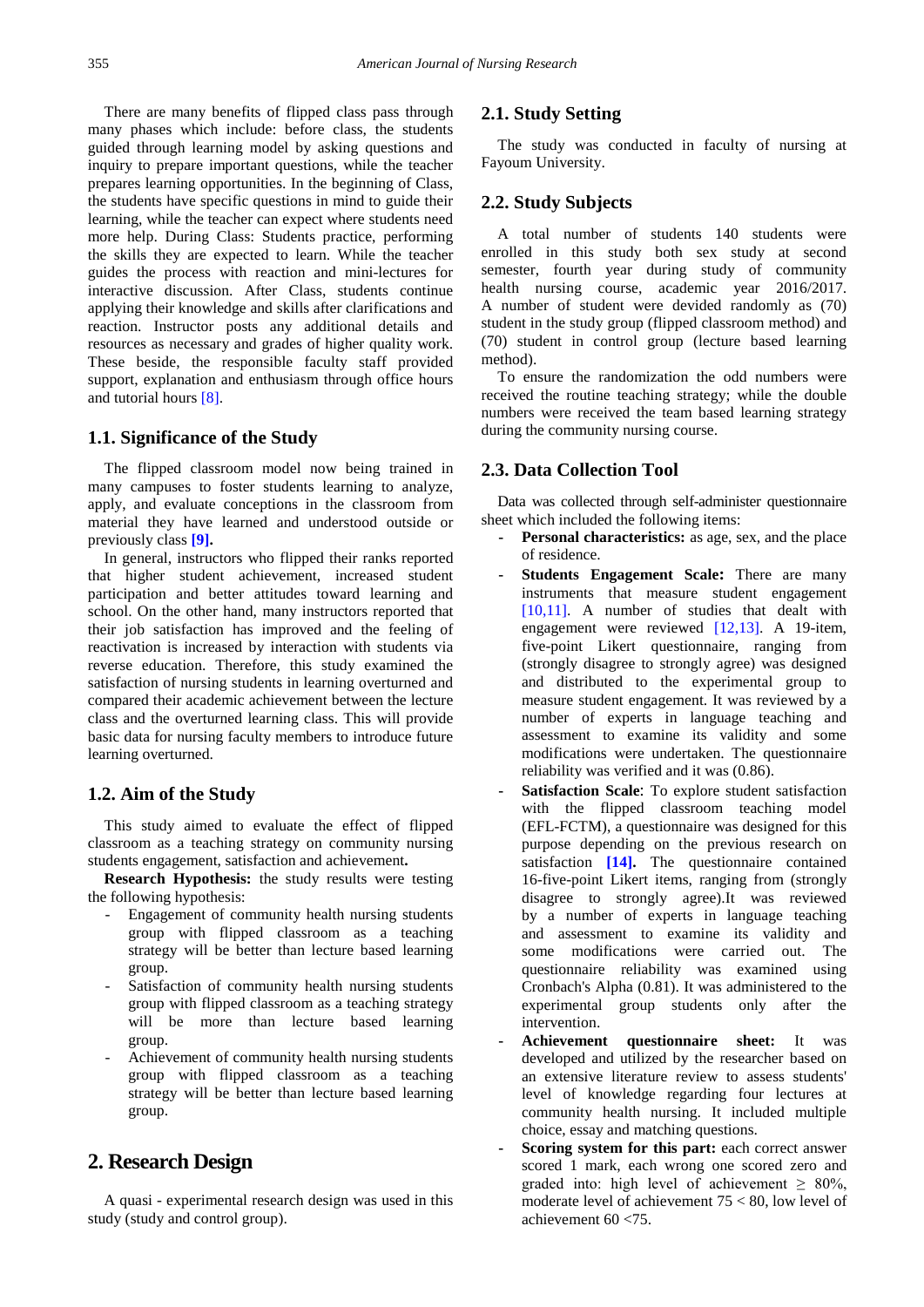There are many benefits of flipped class pass through many phases which include: before class, the students guided through learning model by asking questions and inquiry to prepare important questions, while the teacher prepares learning opportunities. In the beginning of Class, the students have specific questions in mind to guide their learning, while the teacher can expect where students need more help. During Class: Students practice, performing the skills they are expected to learn. While the teacher guides the process with reaction and mini-lectures for interactive discussion. After Class, students continue applying their knowledge and skills after clarifications and reaction. Instructor posts any additional details and resources as necessary and grades of higher quality work. These beside, the responsible faculty staff provided support, explanation and enthusiasm through office hours and tutorial hours [8].

### 1.1. Significance of the Study

The flipped classroom model now being trained in many campuses to foster students learning to analyze, apply, and evaluate conceptions in the classroom from material they have learned and understood outside or previously class **[9].**

In general, instructors who flipped their ranks reported that higher student achievement, increased student participation and better attitudes toward learning and school. On the other hand, many instructors reported that their job satisfaction has improved and the feeling of reactivation is increased by interaction with students via reverse education. Therefore, this study examined the satisfaction of nursing students in learning overturned and compared their academic achievement between the lecture class and the overturned learning class. This will provide basic data for nursing faculty members to introduce future learning overturned.

### 1.2. Aim of the Study

This study aimed to evaluate the effect of flipped classroom as a teaching strategy on community nursing students engagement, satisfaction and achievement**.**

**Research Hypothesis:** the study results were testing the following hypothesis:

- Engagement of community health nursing students group with flipped classroom as a teaching strategy will be better than lecture based learning group.
- Satisfaction of community health nursing students group with flipped classroom as a teaching strategy will be more than lecture based learning group.
- Achievement of community health nursing students group with flipped classroom as a teaching strategy will be better than lecture based learning group.

## 2. Research Design

A quasi - experimental research design was used in this study (study and control group).

### 2.1. Study Setting

The study was conducted in faculty of nursing at Fayoum University.

### 2.2. Study Subjects

A total number of students 140 students were enrolled in this study both sex study at second semester, fourth year during study of community health nursing course, academic year 2016/2017. A number of student were devided randomly as (70) student in the study group (flipped classroom method) and (70) student in control group (lecture based learning method).

To ensure the randomization the odd numbers were received the routine teaching strategy; while the double numbers were received the team based learning strategy during the community nursing course.

### 2.3. Data Collection Tool

Data was collected through self-administer questionnaire sheet which included the following items:

- **Personal characteristics:** as age, sex, and the place of residence.
- **Students Engagement Scale:** There are many instruments that measure student engagement [10,11]. A number of studies that dealt with engagement were reviewed [12,13]. A 19-item, five-point Likert questionnaire, ranging from (strongly disagree to strongly agree) was designed and distributed to the experimental group to measure student engagement. It was reviewed by a number of experts in language teaching and assessment to examine its validity and some modifications were undertaken. The questionnaire reliability was verified and it was (0.86).
- **Satisfaction Scale**: To explore student satisfaction with the flipped classroom teaching model (EFL-FCTM), a questionnaire was designed for this purpose depending on the previous research on satisfaction **[14].** The questionnaire contained 16-five-point Likert items, ranging from (strongly disagree to strongly agree).It was reviewed by a number of experts in language teaching and assessment to examine its validity and some modifications were carried out. The questionnaire reliability was examined using Cronbach's Alpha (0.81). It was administered to the experimental group students only after the intervention.
- **Achievement questionnaire sheet:** It was developed and utilized by the researcher based on an extensive literature review to assess students' level of knowledge regarding four lectures at community health nursing. It included multiple choice, essay and matching questions.
- **Scoring system for this part:** each correct answer scored 1 mark, each wrong one scored zero and graded into: high level of achievement $\geq$ 80%, moderate level of achievement 75 < 80, low level of achievement 60 <75.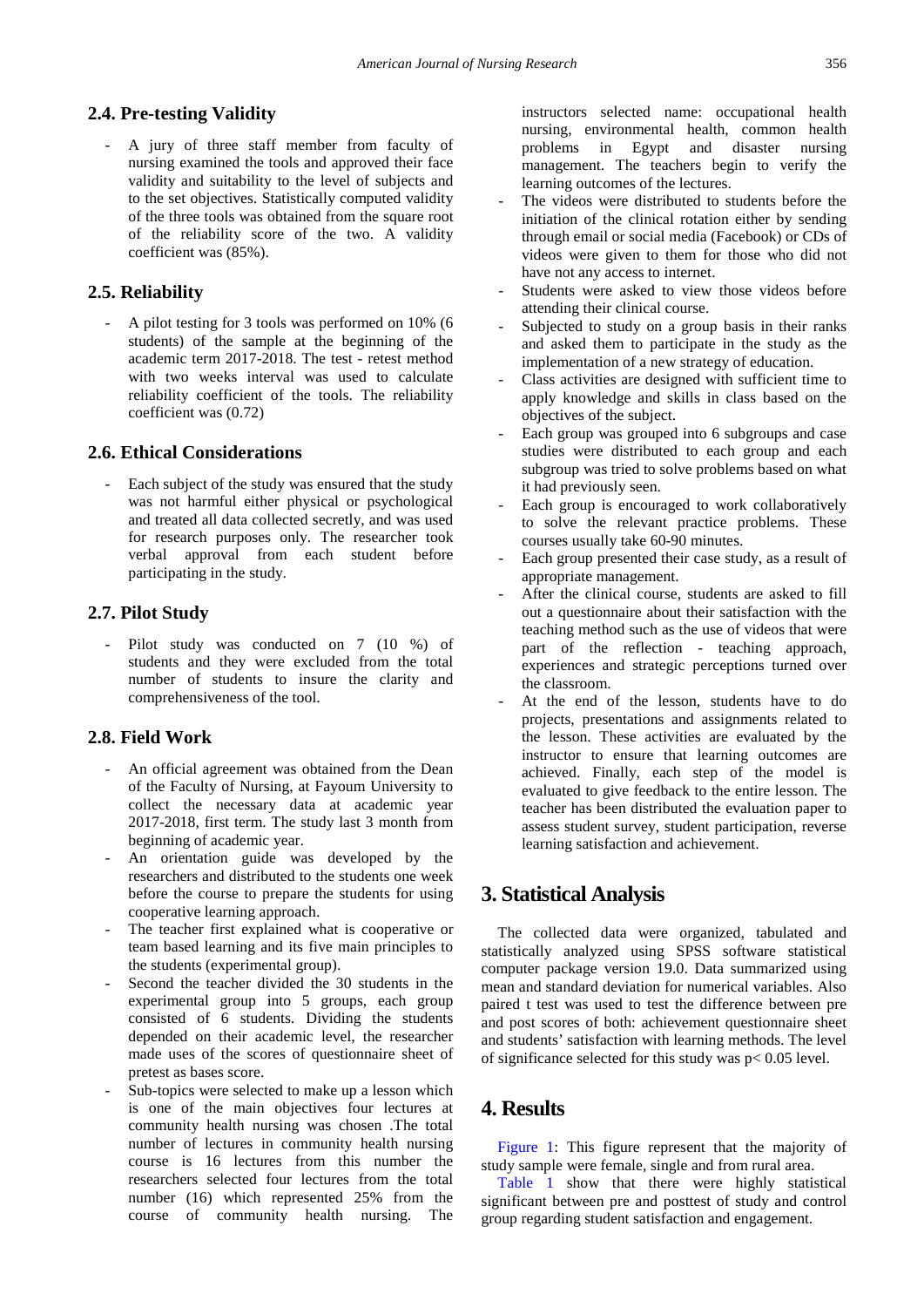## 2.4. Pre-testing Validity

- A jury of three staff member from faculty of nursing examined the tools and approved their face validity and suitability to the level of subjects and to the set objectives. Statistically computed validity of the three tools was obtained from the square root of the reliability score of the two. A validity coefficient was (85%).

## 2.5. Reliability

- A pilot testing for 3 tools was performed on 10% (6 students) of the sample at the beginning of the academic term 2017-2018. The test - retest method with two weeks interval was used to calculate reliability coefficient of the tools. The reliability coefficient was (0.72)

## 2.6. Ethical Considerations

- Each subject of the study was ensured that the study was not harmful either physical or psychological and treated all data collected secretly, and was used for research purposes only. The researcher took verbal approval from each student before participating in the study.

## 2.7. Pilot Study

- Pilot study was conducted on 7 (10 %) of students and they were excluded from the total number of students to insure the clarity and comprehensiveness of the tool.

## 2.8. Field Work

- An official agreement was obtained from the Dean of the Faculty of Nursing, at Fayoum University to collect the necessary data at academic year 2017-2018, first term. The study last 3 month from beginning of academic year.
- An orientation guide was developed by the researchers and distributed to the students one week before the course to prepare the students for using cooperative learning approach.
- The teacher first explained what is cooperative or team based learning and its five main principles to the students (experimental group).
- Second the teacher divided the 30 students in the experimental group into 5 groups, each group consisted of 6 students. Dividing the students depended on their academic level, the researcher made uses of the scores of questionnaire sheet of pretest as bases score.
- Sub-topics were selected to make up a lesson which is one of the main objectives four lectures at community health nursing was chosen .The total number of lectures in community health nursing course is 16 lectures from this number the researchers selected four lectures from the total number (16) which represented 25% from the course of community health nursing. The instructors selected name: occupational health nursing, environmental health, common health problems in Egypt and disaster nursing management. The teachers begin to verify the learning outcomes of the lectures.
- The videos were distributed to students before the initiation of the clinical rotation either by sending through email or social media (Facebook) or CDs of videos were given to them for those who did not have not any access to internet.
- Students were asked to view those videos before attending their clinical course.
- Subjected to study on a group basis in their ranks and asked them to participate in the study as the implementation of a new strategy of education.
- Class activities are designed with sufficient time to apply knowledge and skills in class based on the objectives of the subject.
- Each group was grouped into 6 subgroups and case studies were distributed to each group and each subgroup was tried to solve problems based on what it had previously seen.
- Each group is encouraged to work collaboratively to solve the relevant practice problems. These courses usually take 60-90 minutes.
- Each group presented their case study, as a result of appropriate management.
- After the clinical course, students are asked to fill out a questionnaire about their satisfaction with the teaching method such as the use of videos that were part of the reflection - teaching approach, experiences and strategic perceptions turned over the classroom.
- At the end of the lesson, students have to do projects, presentations and assignments related to the lesson. These activities are evaluated by the instructor to ensure that learning outcomes are achieved. Finally, each step of the model is evaluated to give feedback to the entire lesson. The teacher has been distributed the evaluation paper to assess student survey, student participation, reverse learning satisfaction and achievement.

# 3. Statistical Analysis

The collected data were organized, tabulated and statistically analyzed using SPSS software statistical computer package version 19.0. Data summarized using mean and standard deviation for numerical variables. Also paired t test was used to test the difference between pre and post scores of both: achievement questionnaire sheet and students' satisfaction with learning methods. The level of significance selected for this study was $p < 0.05$ level.

# 4. Results

Figure 1: This figure represent that the majority of study sample were female, single and from rural area.

Table 1 show that there were highly statistical significant between pre and posttest of study and control group regarding student satisfaction and engagement.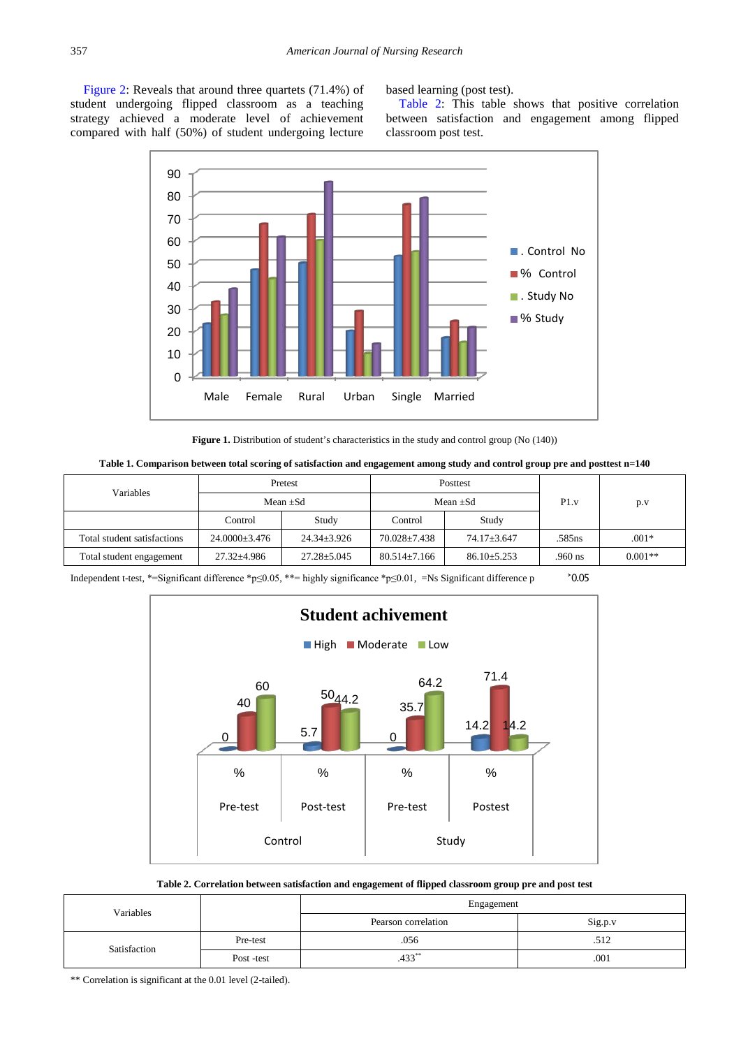Figure 2: Reveals that around three quartets (71.4%) of student undergoing flipped classroom as a teaching strategy achieved a moderate level of achievement compared with half (50%) of student undergoing lecture based learning (post test).

Table 2: This table shows that positive correlation between satisfaction and engagement among flipped classroom post test.

**Figure 1.** Distribution of student's characteristics in the study and control group (No (140))

**Table 1. Comparison between total scoring of satisfaction and engagement among study and control group pre and posttest n=140**

| Variables | Pretest | | Posttest | | P1.v | p.v |
|---|---|---|---|---|---|---|
| | Mean ±Sd | | Mean ±Sd | | | |
| | Control | Study | Control | Study | | |
| Total student satisfactions | 24.0000±3.476 | 24.34±3.926 | 70.028±7.438 | 74.17±3.647 | .585ns | .001* |
| Total student engagement | 27.32±4.986 | 27.28±5.045 | 80.514±7.166 | 86.10±5.253 | .960 ns | 0.001** |

Independent t-test, *=Significant difference *p≤0.05, **= highly significance *p≤0.01, =Ns Significant difference p ˃0.05

**Table 2. Correlation between satisfaction and engagement of flipped classroom group pre and post test**

| Variables | | Engagement | |
|---|---|---|---|
| | | Pearson correlation | Sig.p.v |
| Satisfaction | Pre-test | .056 | .512 |
| | Post -test | .433** | .001 |

** Correlation is significant at the 0.01 level (2-tailed).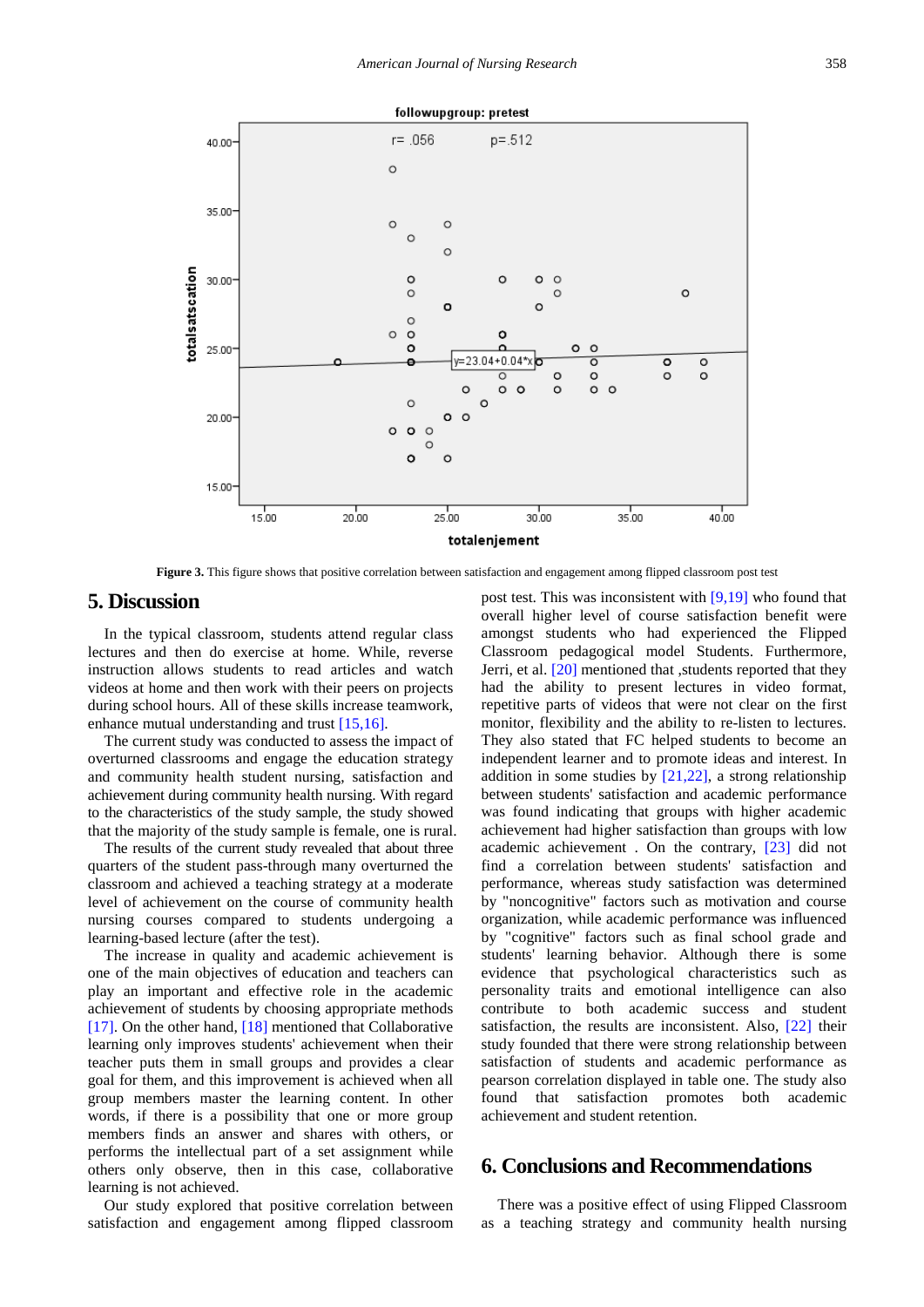**Figure 3.** This figure shows that positive correlation between satisfaction and engagement among flipped classroom post test

## 5. Discussion

In the typical classroom, students attend regular class lectures and then do exercise at home. While, reverse instruction allows students to read articles and watch videos at home and then work with their peers on projects during school hours. All of these skills increase teamwork, enhance mutual understanding and trust [15,16].

The current study was conducted to assess the impact of overturned classrooms and engage the education strategy and community health student nursing, satisfaction and achievement during community health nursing. With regard to the characteristics of the study sample, the study showed that the majority of the study sample is female, one is rural.

The results of the current study revealed that about three quarters of the student pass-through many overturned the classroom and achieved a teaching strategy at a moderate level of achievement on the course of community health nursing courses compared to students undergoing a learning-based lecture (after the test).

The increase in quality and academic achievement is one of the main objectives of education and teachers can play an important and effective role in the academic achievement of students by choosing appropriate methods [17]. On the other hand, [18] mentioned that Collaborative learning only improves students' achievement when their teacher puts them in small groups and provides a clear goal for them, and this improvement is achieved when all group members master the learning content. In other words, if there is a possibility that one or more group members finds an answer and shares with others, or performs the intellectual part of a set assignment while others only observe, then in this case, collaborative learning is not achieved.

Our study explored that positive correlation between satisfaction and engagement among flipped classroom post test. This was inconsistent with [9,19] who found that overall higher level of course satisfaction benefit were amongst students who had experienced the Flipped Classroom pedagogical model Students. Furthermore, Jerri, et al. [20] mentioned that ‚students reported that they had the ability to present lectures in video format, repetitive parts of videos that were not clear on the first monitor, flexibility and the ability to re-listen to lectures. They also stated that FC helped students to become an independent learner and to promote ideas and interest. In addition in some studies by [21,22], a strong relationship between students' satisfaction and academic performance was found indicating that groups with higher academic achievement had higher satisfaction than groups with low academic achievement . On the contrary, [23] did not find a correlation between students' satisfaction and performance, whereas study satisfaction was determined by "noncognitive" factors such as motivation and course organization, while academic performance was influenced by "cognitive" factors such as final school grade and students' learning behavior. Although there is some evidence that psychological characteristics such as personality traits and emotional intelligence can also contribute to both academic success and student satisfaction, the results are inconsistent. Also, [22] their study founded that there were strong relationship between satisfaction of students and academic performance as pearson correlation displayed in table one. The study also found that satisfaction promotes both academic achievement and student retention.

## 6. Conclusions and Recommendations

There was a positive effect of using Flipped Classroom as a teaching strategy and community health nursing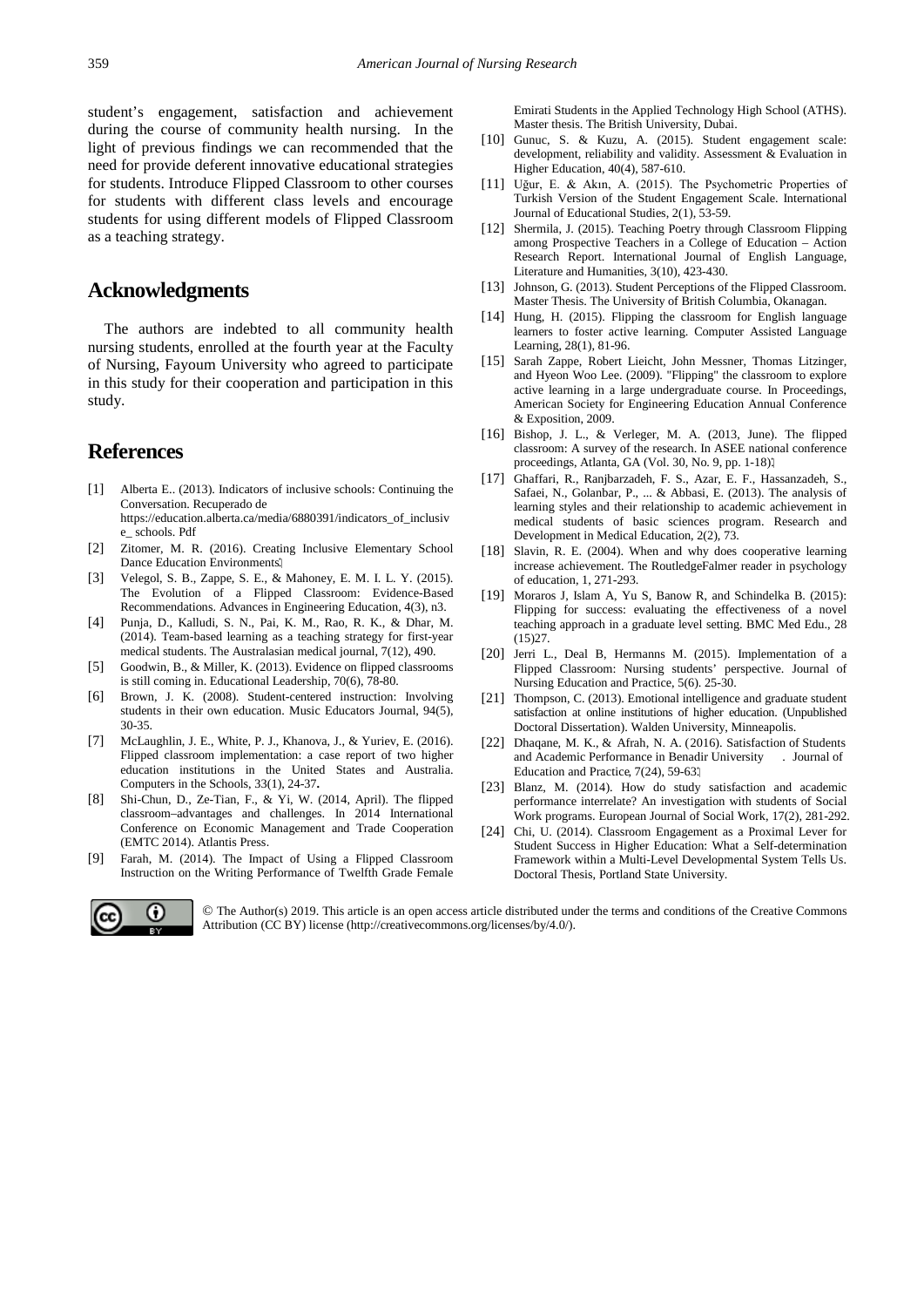student's engagement, satisfaction and achievement during the course of community health nursing. In the light of previous findings we can recommended that the need for provide deferent innovative educational strategies for students. Introduce Flipped Classroom to other courses for students with different class levels and encourage students for using different models of Flipped Classroom as a teaching strategy.

## Acknowledgments

The authors are indebted to all community health nursing students, enrolled at the fourth year at the Faculty of Nursing, Fayoum University who agreed to participate in this study for their cooperation and participation in this study.

## References

[1] Alberta E.. (2013). Indicators of inclusive schools: Continuing the Conversation. Recuperado de https://education.alberta.ca/media/6880391/indicators_of_inclusive_ schools. Pdf

[2] Zitomer, M. R. (2016). Creating Inclusive Elementary School Dance Education Environments.

[3] Velegol, S. B., Zappe, S. E., & Mahoney, E. M. I. L. Y. (2015). The Evolution of a Flipped Classroom: Evidence-Based Recommendations. Advances in Engineering Education, 4(3), n3.

[4] Punja, D., Kalludi, S. N., Pai, K. M., Rao, R. K., & Dhar, M. (2014). Team-based learning as a teaching strategy for first-year medical students. The Australasian medical journal, 7(12), 490.

[5] Goodwin, B., & Miller, K. (2013). Evidence on flipped classrooms is still coming in. Educational Leadership, 70(6), 78-80.

[6] Brown, J. K. (2008). Student-centered instruction: Involving students in their own education. Music Educators Journal, 94(5), 30-35.

[7] McLaughlin, J. E., White, P. J., Khanova, J., & Yuriev, E. (2016). Flipped classroom implementation: a case report of two higher education institutions in the United States and Australia. Computers in the Schools, 33(1), 24-37.

[8] Shi-Chun, D., Ze-Tian, F., & Yi, W. (2014, April). The flipped classroom–advantages and challenges. In 2014 International Conference on Economic Management and Trade Cooperation (EMTC 2014). Atlantis Press.

[9] Farah, M. (2014). The Impact of Using a Flipped Classroom Instruction on the Writing Performance of Twelfth Grade Female Emirati Students in the Applied Technology High School (ATHS). Master thesis. The British University, Dubai.

[10] Gunuc, S. & Kuzu, A. (2015). Student engagement scale: development, reliability and validity. Assessment & Evaluation in Higher Education, 40(4), 587-610.

[11] Uğur, E. & Akın, A. (2015). The Psychometric Properties of Turkish Version of the Student Engagement Scale. International Journal of Educational Studies, 2(1), 53-59.

[12] Shermila, J. (2015). Teaching Poetry through Classroom Flipping among Prospective Teachers in a College of Education – Action Research Report. International Journal of English Language, Literature and Humanities, 3(10), 423-430.

[13] Johnson, G. (2013). Student Perceptions of the Flipped Classroom. Master Thesis. The University of British Columbia, Okanagan.

[14] Hung, H. (2015). Flipping the classroom for English language learners to foster active learning. Computer Assisted Language Learning, 28(1), 81-96.

[15] Sarah Zappe, Robert Lieicht, John Messner, Thomas Litzinger, and Hyeon Woo Lee. (2009). "Flipping" the classroom to explore active learning in a large undergraduate course. In Proceedings, American Society for Engineering Education Annual Conference & Exposition, 2009.

[16] Bishop, J. L., & Verleger, M. A. (2013, June). The flipped classroom: A survey of the research. In ASEE national conference proceedings, Atlanta, GA (Vol. 30, No. 9, pp. 1-18).

[17] Ghaffari, R., Ranjbarzadeh, F. S., Azar, E. F., Hassanzadeh, S., Safaei, N., Golanbar, P., ... & Abbasi, E. (2013). The analysis of learning styles and their relationship to academic achievement in medical students of basic sciences program. Research and Development in Medical Education, 2(2), 73.

[18] Slavin, R. E. (2004). When and why does cooperative learning increase achievement. The RoutledgeFalmer reader in psychology of education, 1, 271-293.

[19] Moraros J, Islam A, Yu S, Banow R, and Schindelka B. (2015): Flipping for success: evaluating the effectiveness of a novel teaching approach in a graduate level setting. BMC Med Edu., 28 (15)27.

[20] Jerri L., Deal B, Hermanns M. (2015). Implementation of a Flipped Classroom: Nursing students' perspective. Journal of Nursing Education and Practice, 5(6). 25-30.

[21] Thompson, C. (2013). Emotional intelligence and graduate student satisfaction at online institutions of higher education. (Unpublished Doctoral Dissertation). Walden University, Minneapolis.

[22] Dhaqane, M. K., & Afrah, N. A. (2016). Satisfaction of Students and Academic Performance in Benadir University . Journal of Education and Practice, 7(24), 59-63.

[23] Blanz, M. (2014). How do study satisfaction and academic performance interrelate? An investigation with students of Social Work programs. European Journal of Social Work, 17(2), 281-292.

[24] Chi, U. (2014). Classroom Engagement as a Proximal Lever for Student Success in Higher Education: What a Self-determination Framework within a Multi-Level Developmental System Tells Us. Doctoral Thesis, Portland State University.

© The Author(s) 2019. This article is an open access article distributed under the terms and conditions of the Creative Commons Attribution (CC BY) license (http://creativecommons.org/licenses/by/4.0/).